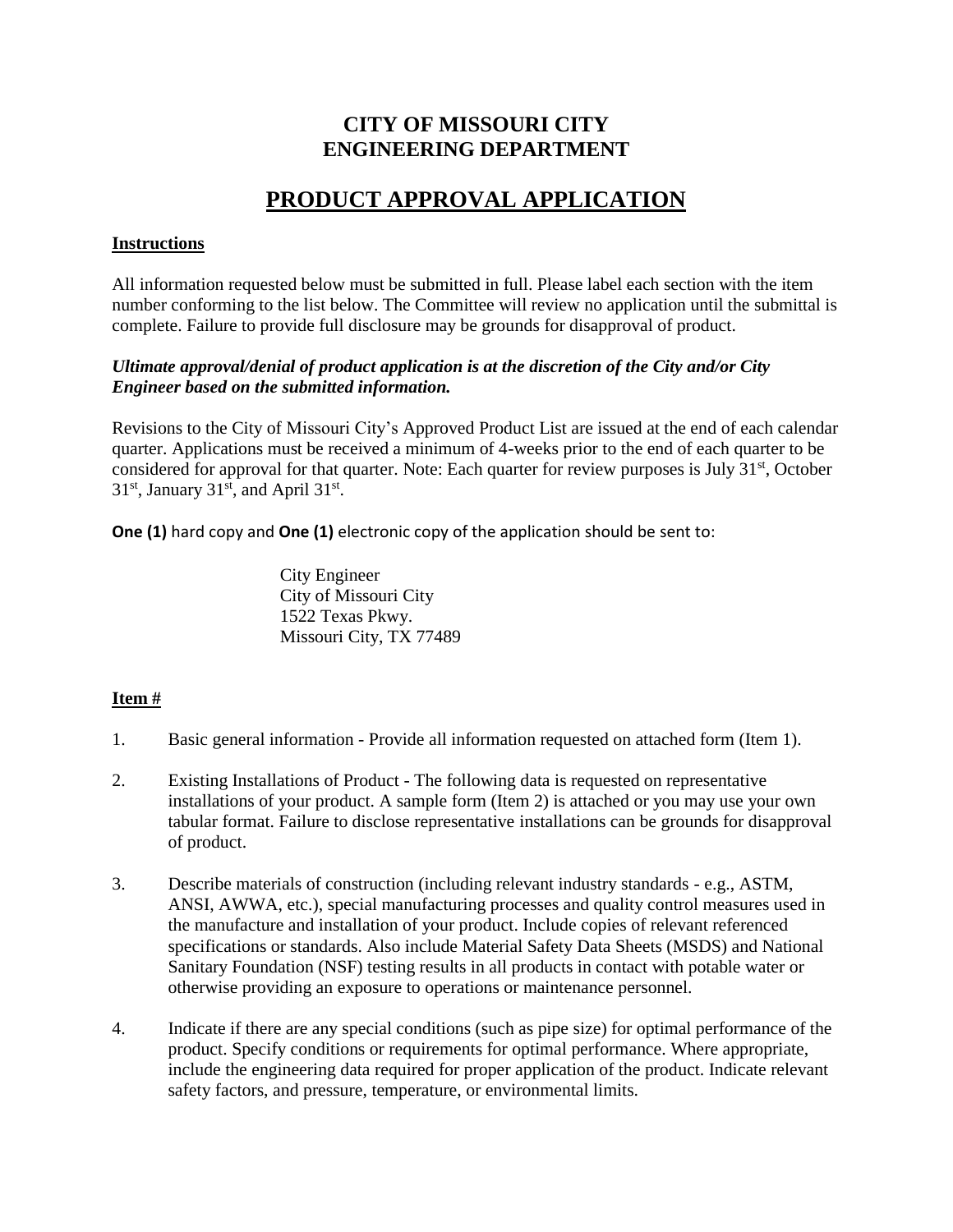# CITY OF MISSOURI CITY
# ENGINEERING DEPARTMENT

## PRODUCT APPROVAL APPLICATION

### Instructions

All information requested below must be submitted in full. Please label each section with the item number conforming to the list below. The Committee will review no application until the submittal is complete. Failure to provide full disclosure may be grounds for disapproval of product.

***Ultimate approval/denial of product application is at the discretion of the City and/or City Engineer based on the submitted information.***

Revisions to the City of Missouri City's Approved Product List are issued at the end of each calendar quarter. Applications must be received a minimum of 4-weeks prior to the end of each quarter to be considered for approval for that quarter. Note: Each quarter for review purposes is July 31st, October 31st, January 31st, and April 31st.

**One (1)** hard copy and **One (1)** electronic copy of the application should be sent to:

City Engineer
City of Missouri City
1522 Texas Pkwy.
Missouri City, TX 77489

### Item #

1. Basic general information - Provide all information requested on attached form (Item 1).

2. Existing Installations of Product - The following data is requested on representative installations of your product. A sample form (Item 2) is attached or you may use your own tabular format. Failure to disclose representative installations can be grounds for disapproval of product.

3. Describe materials of construction (including relevant industry standards - e.g., ASTM, ANSI, AWWA, etc.), special manufacturing processes and quality control measures used in the manufacture and installation of your product. Include copies of relevant referenced specifications or standards. Also include Material Safety Data Sheets (MSDS) and National Sanitary Foundation (NSF) testing results in all products in contact with potable water or otherwise providing an exposure to operations or maintenance personnel.

4. Indicate if there are any special conditions (such as pipe size) for optimal performance of the product. Specify conditions or requirements for optimal performance. Where appropriate, include the engineering data required for proper application of the product. Indicate relevant safety factors, and pressure, temperature, or environmental limits.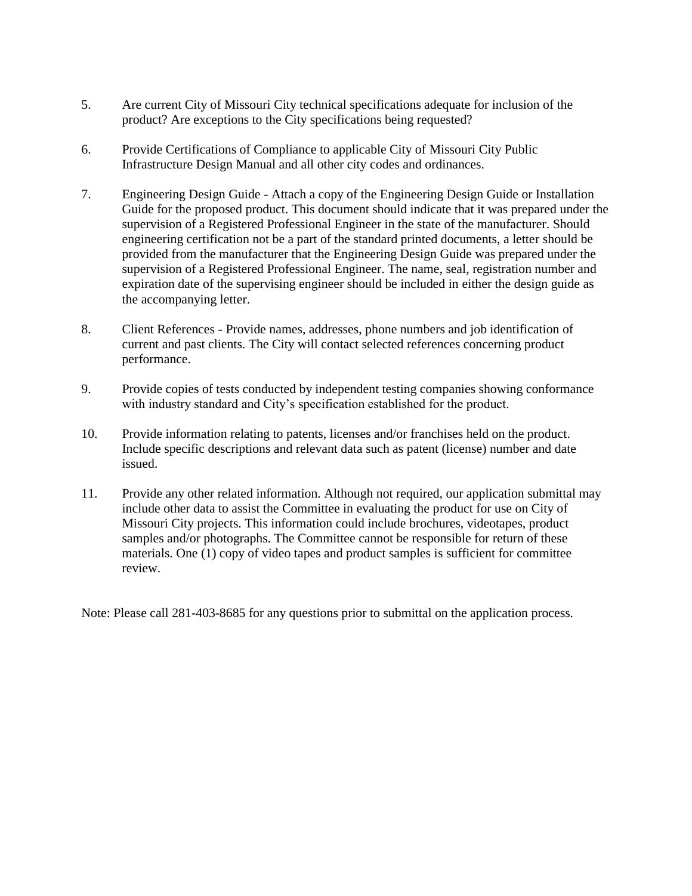5. Are current City of Missouri City technical specifications adequate for inclusion of the product? Are exceptions to the City specifications being requested?

6. Provide Certifications of Compliance to applicable City of Missouri City Public Infrastructure Design Manual and all other city codes and ordinances.

7. Engineering Design Guide - Attach a copy of the Engineering Design Guide or Installation Guide for the proposed product. This document should indicate that it was prepared under the supervision of a Registered Professional Engineer in the state of the manufacturer. Should engineering certification not be a part of the standard printed documents, a letter should be provided from the manufacturer that the Engineering Design Guide was prepared under the supervision of a Registered Professional Engineer. The name, seal, registration number and expiration date of the supervising engineer should be included in either the design guide as the accompanying letter.

8. Client References - Provide names, addresses, phone numbers and job identification of current and past clients. The City will contact selected references concerning product performance.

9. Provide copies of tests conducted by independent testing companies showing conformance with industry standard and City's specification established for the product.

10. Provide information relating to patents, licenses and/or franchises held on the product. Include specific descriptions and relevant data such as patent (license) number and date issued.

11. Provide any other related information. Although not required, our application submittal may include other data to assist the Committee in evaluating the product for use on City of Missouri City projects. This information could include brochures, videotapes, product samples and/or photographs. The Committee cannot be responsible for return of these materials. One (1) copy of video tapes and product samples is sufficient for committee review.

Note: Please call 281-403-8685 for any questions prior to submittal on the application process.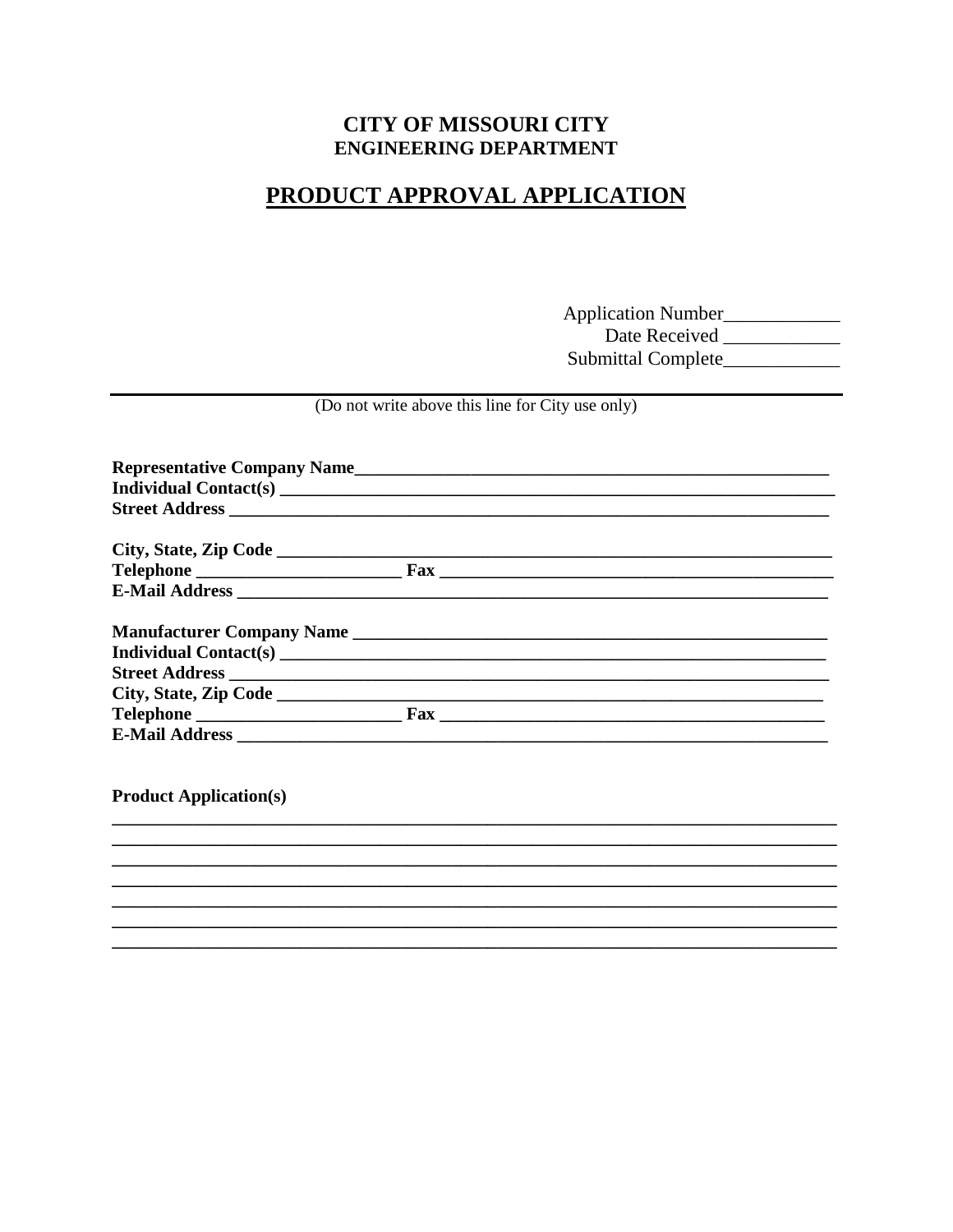**CITY OF MISSOURI CITY**
**ENGINEERING DEPARTMENT**

# PRODUCT APPROVAL APPLICATION

Application Number____________
Date Received ____________
Submittal Complete____________

---

(Do not write above this line for City use only)

**Representative Company Name**_______________________________________________________
**Individual Contact(s)** _______________________________________________________________
**Street Address** _____________________________________________________________________

**City, State, Zip Code** _______________________________________________________________
**Telephone** _______________________ **Fax** __________________________________________
**E-Mail Address** ____________________________________________________________________

**Manufacturer Company Name** _________________________________________________________
**Individual Contact(s)** ________________________________________________________________
**Street Address** _____________________________________________________________________
**City, State, Zip Code** ________________________________________________________________
**Telephone** _______________________ **Fax** ___________________________________________
**E-Mail Address** _____________________________________________________________________

**Product Application(s)**
_______________________________________________________________________________
_______________________________________________________________________________
_______________________________________________________________________________
_______________________________________________________________________________
_______________________________________________________________________________
_______________________________________________________________________________
_______________________________________________________________________________